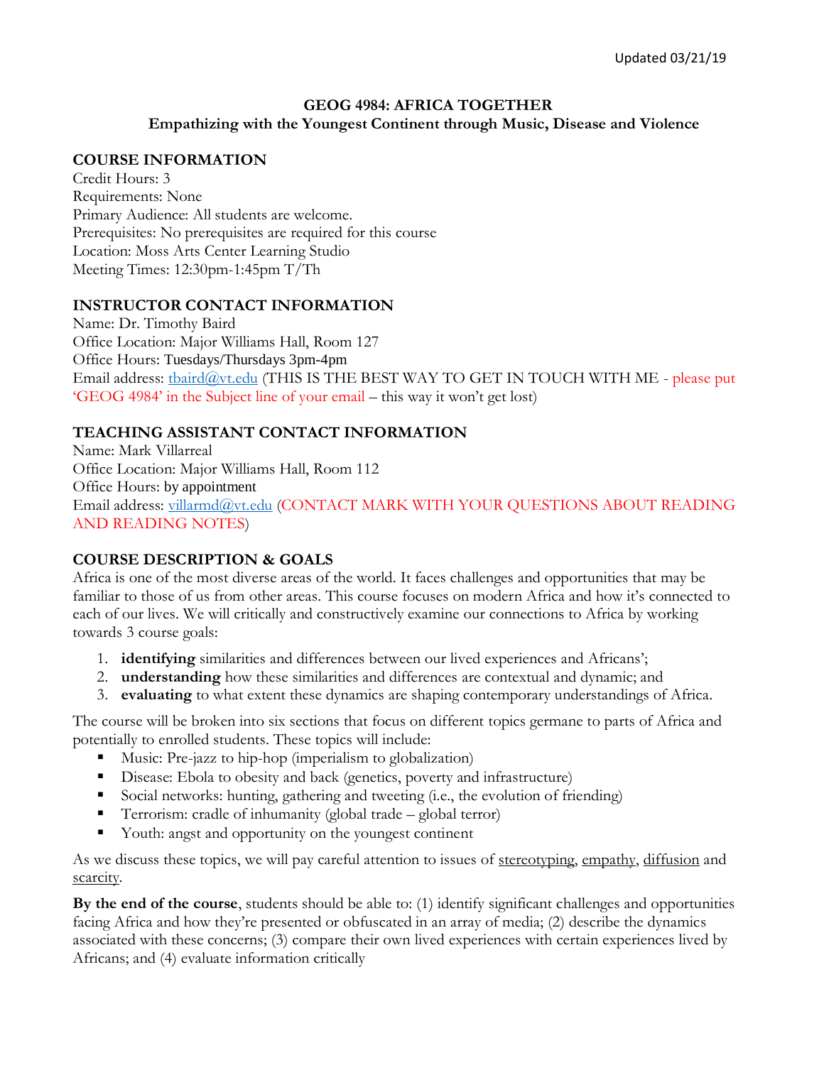Updated 03/21/19

# GEOG 4984: AFRICA TOGETHER

## Empathizing with the Youngest Continent through Music, Disease and Violence

### COURSE INFORMATION

Credit Hours: 3
Requirements: None
Primary Audience: All students are welcome.
Prerequisites: No prerequisites are required for this course
Location: Moss Arts Center Learning Studio
Meeting Times: 12:30pm-1:45pm T/Th

### INSTRUCTOR CONTACT INFORMATION

Name: Dr. Timothy Baird
Office Location: Major Williams Hall, Room 127
Office Hours: Tuesdays/Thursdays 3pm-4pm
Email address: tbaird@vt.edu (THIS IS THE BEST WAY TO GET IN TOUCH WITH ME - please put 'GEOG 4984' in the Subject line of your email – this way it won't get lost)

### TEACHING ASSISTANT CONTACT INFORMATION

Name: Mark Villarreal
Office Location: Major Williams Hall, Room 112
Office Hours: by appointment
Email address: villarmd@vt.edu (CONTACT MARK WITH YOUR QUESTIONS ABOUT READING AND READING NOTES)

### COURSE DESCRIPTION & GOALS

Africa is one of the most diverse areas of the world. It faces challenges and opportunities that may be familiar to those of us from other areas. This course focuses on modern Africa and how it's connected to each of our lives. We will critically and constructively examine our connections to Africa by working towards 3 course goals:

1. **identifying** similarities and differences between our lived experiences and Africans';
2. **understanding** how these similarities and differences are contextual and dynamic; and
3. **evaluating** to what extent these dynamics are shaping contemporary understandings of Africa.

The course will be broken into six sections that focus on different topics germane to parts of Africa and potentially to enrolled students. These topics will include:

- Music: Pre-jazz to hip-hop (imperialism to globalization)
- Disease: Ebola to obesity and back (genetics, poverty and infrastructure)
- Social networks: hunting, gathering and tweeting (i.e., the evolution of friending)
- Terrorism: cradle of inhumanity (global trade – global terror)
- Youth: angst and opportunity on the youngest continent

As we discuss these topics, we will pay careful attention to issues of stereotyping, empathy, diffusion and scarcity.

**By the end of the course**, students should be able to: (1) identify significant challenges and opportunities facing Africa and how they're presented or obfuscated in an array of media; (2) describe the dynamics associated with these concerns; (3) compare their own lived experiences with certain experiences lived by Africans; and (4) evaluate information critically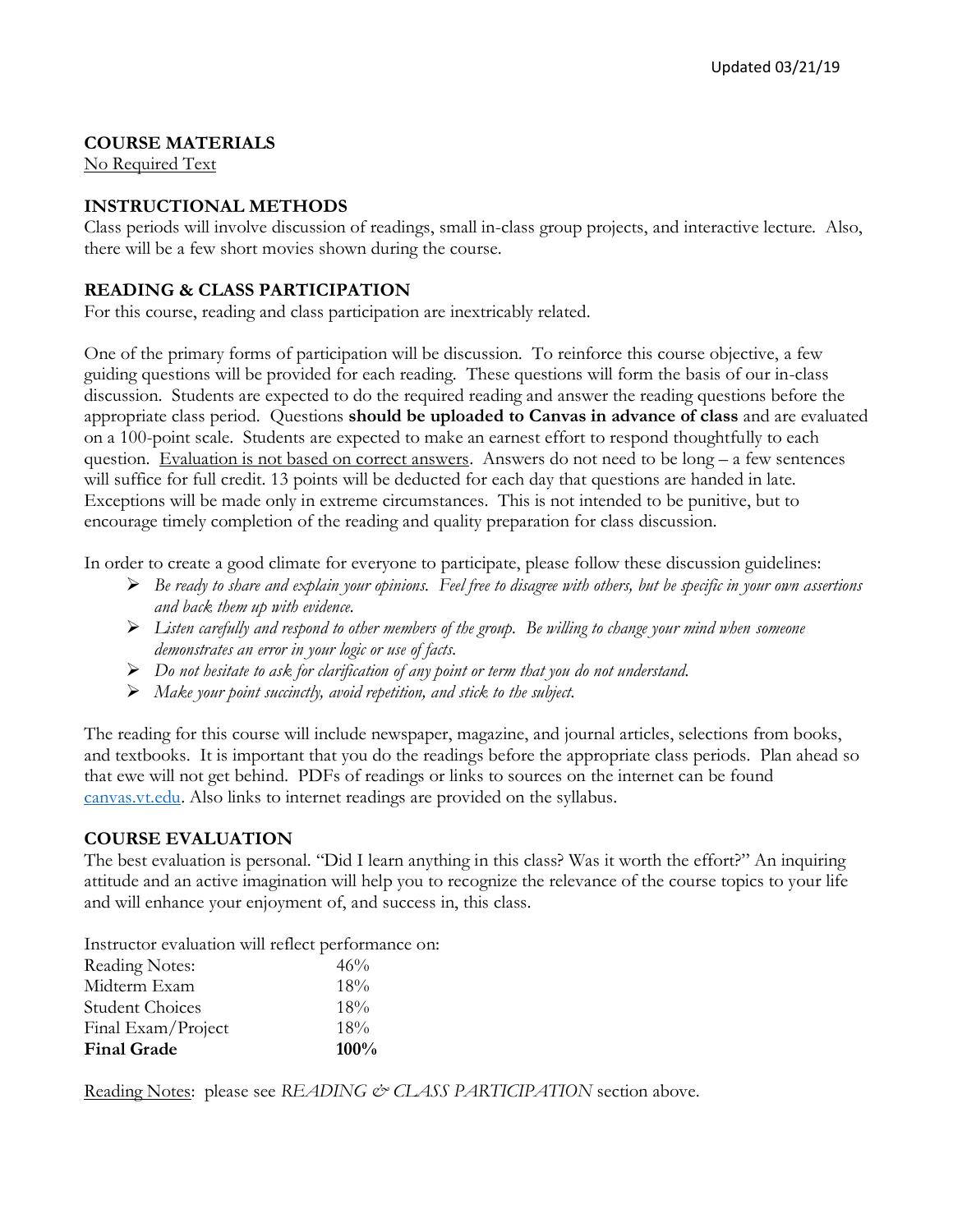Updated 03/21/19

**COURSE MATERIALS**

No Required Text

**INSTRUCTIONAL METHODS**

Class periods will involve discussion of readings, small in-class group projects, and interactive lecture. Also, there will be a few short movies shown during the course.

**READING & CLASS PARTICIPATION**

For this course, reading and class participation are inextricably related.

One of the primary forms of participation will be discussion. To reinforce this course objective, a few guiding questions will be provided for each reading. These questions will form the basis of our in-class discussion. Students are expected to do the required reading and answer the reading questions before the appropriate class period. Questions **should be uploaded to Canvas in advance of class** and are evaluated on a 100-point scale. Students are expected to make an earnest effort to respond thoughtfully to each question. <u>Evaluation is not based on correct answers</u>. Answers do not need to be long – a few sentences will suffice for full credit. 13 points will be deducted for each day that questions are handed in late. Exceptions will be made only in extreme circumstances. This is not intended to be punitive, but to encourage timely completion of the reading and quality preparation for class discussion.

In order to create a good climate for everyone to participate, please follow these discussion guidelines:

- *Be ready to share and explain your opinions. Feel free to disagree with others, but be specific in your own assertions and back them up with evidence.*
- *Listen carefully and respond to other members of the group. Be willing to change your mind when someone demonstrates an error in your logic or use of facts.*
- *Do not hesitate to ask for clarification of any point or term that you do not understand.*
- *Make your point succinctly, avoid repetition, and stick to the subject.*

The reading for this course will include newspaper, magazine, and journal articles, selections from books, and textbooks. It is important that you do the readings before the appropriate class periods. Plan ahead so that ewe will not get behind. PDFs of readings or links to sources on the internet can be found [canvas.vt.edu](canvas.vt.edu). Also links to internet readings are provided on the syllabus.

**COURSE EVALUATION**

The best evaluation is personal. "Did I learn anything in this class? Was it worth the effort?" An inquiring attitude and an active imagination will help you to recognize the relevance of the course topics to your life and will enhance your enjoyment of, and success in, this class.

Instructor evaluation will reflect performance on:

| | |
|---|---|
| Reading Notes: | 46% |
| Midterm Exam | 18% |
| Student Choices | 18% |
| Final Exam/Project | 18% |
| **Final Grade** | **100%** |

<u>Reading Notes</u>: please see *READING & CLASS PARTICIPATION* section above.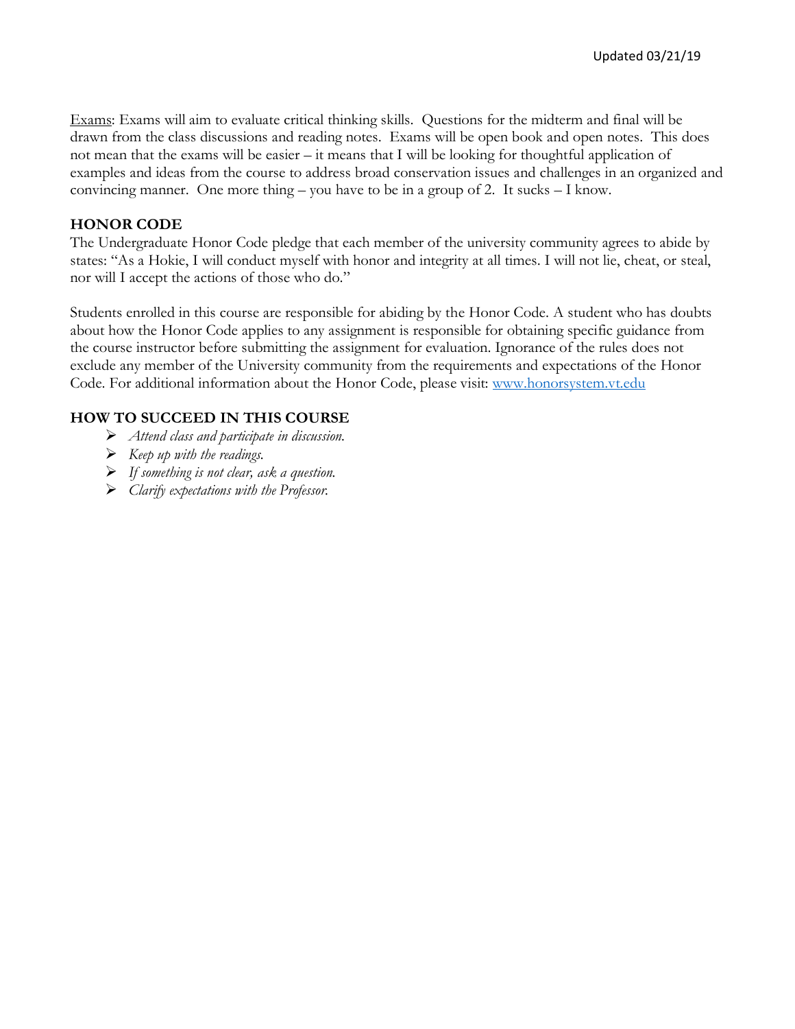Exams: Exams will aim to evaluate critical thinking skills. Questions for the midterm and final will be drawn from the class discussions and reading notes. Exams will be open book and open notes. This does not mean that the exams will be easier – it means that I will be looking for thoughtful application of examples and ideas from the course to address broad conservation issues and challenges in an organized and convincing manner. One more thing – you have to be in a group of 2. It sucks – I know.

## HONOR CODE

The Undergraduate Honor Code pledge that each member of the university community agrees to abide by states: "As a Hokie, I will conduct myself with honor and integrity at all times. I will not lie, cheat, or steal, nor will I accept the actions of those who do."

Students enrolled in this course are responsible for abiding by the Honor Code. A student who has doubts about how the Honor Code applies to any assignment is responsible for obtaining specific guidance from the course instructor before submitting the assignment for evaluation. Ignorance of the rules does not exclude any member of the University community from the requirements and expectations of the Honor Code. For additional information about the Honor Code, please visit: www.honorsystem.vt.edu

## HOW TO SUCCEED IN THIS COURSE

- *Attend class and participate in discussion.*
- *Keep up with the readings.*
- *If something is not clear, ask a question.*
- *Clarify expectations with the Professor.*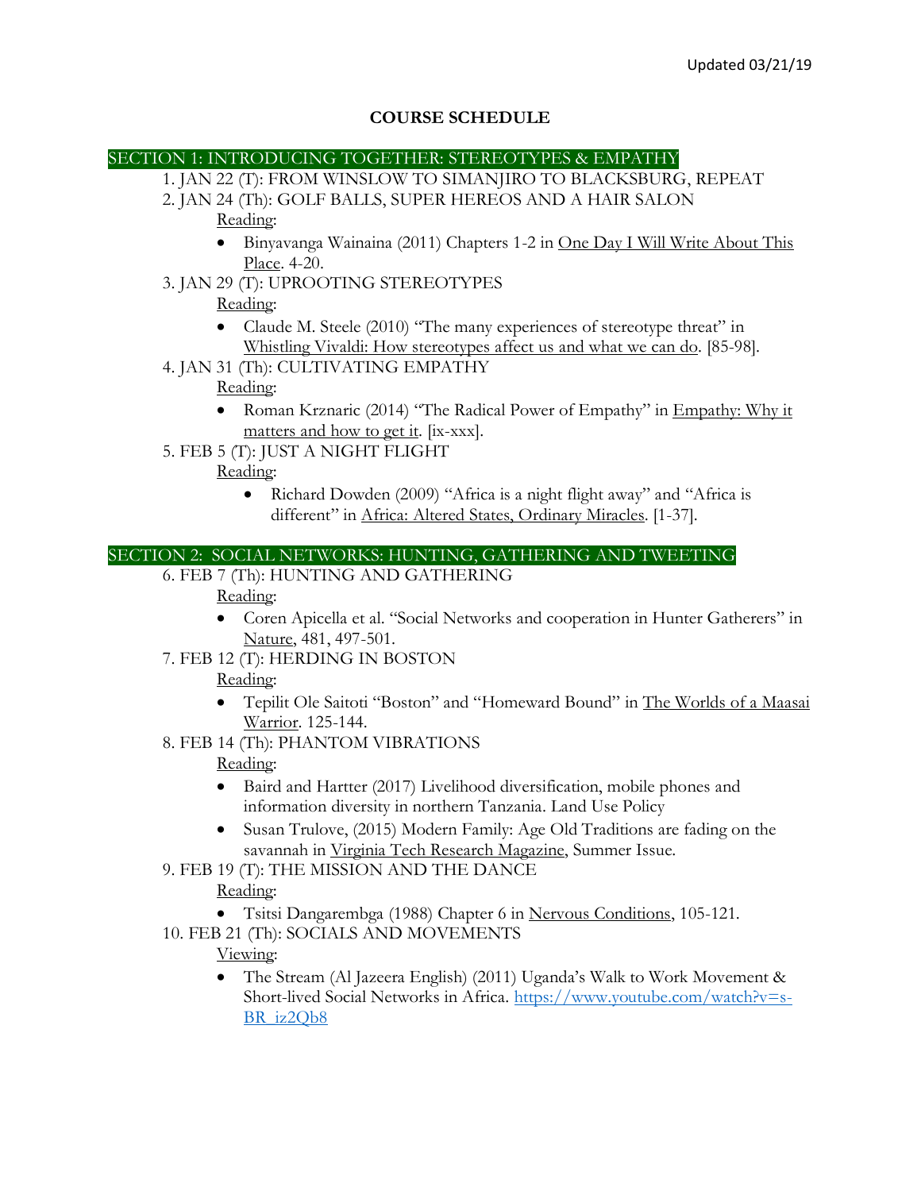Updated 03/21/19

# COURSE SCHEDULE

## SECTION 1: INTRODUCING TOGETHER: STEREOTYPES & EMPATHY

1. JAN 22 (T): FROM WINSLOW TO SIMANJIRO TO BLACKSBURG, REPEAT
2. JAN 24 (Th): GOLF BALLS, SUPER HEREOS AND A HAIR SALON

   Reading:

   - Binyavanga Wainaina (2011) Chapters 1-2 in One Day I Will Write About This Place. 4-20.

3. JAN 29 (T): UPROOTING STEREOTYPES

   Reading:

   - Claude M. Steele (2010) "The many experiences of stereotype threat" in Whistling Vivaldi: How stereotypes affect us and what we can do. [85-98].

4. JAN 31 (Th): CULTIVATING EMPATHY

   Reading:

   - Roman Krznaric (2014) "The Radical Power of Empathy" in Empathy: Why it matters and how to get it. [ix-xxx].

5. FEB 5 (T): JUST A NIGHT FLIGHT

   Reading:

   - Richard Dowden (2009) "Africa is a night flight away" and "Africa is different" in Africa: Altered States, Ordinary Miracles. [1-37].

## SECTION 2: SOCIAL NETWORKS: HUNTING, GATHERING AND TWEETING

6. FEB 7 (Th): HUNTING AND GATHERING

   Reading:

   - Coren Apicella et al. "Social Networks and cooperation in Hunter Gatherers" in Nature, 481, 497-501.

7. FEB 12 (T): HERDING IN BOSTON

   Reading:

   - Tepilit Ole Saitoti "Boston" and "Homeward Bound" in The Worlds of a Maasai Warrior. 125-144.

8. FEB 14 (Th): PHANTOM VIBRATIONS

   Reading:

   - Baird and Hartter (2017) Livelihood diversification, mobile phones and information diversity in northern Tanzania. Land Use Policy
   - Susan Trulove, (2015) Modern Family: Age Old Traditions are fading on the savannah in Virginia Tech Research Magazine, Summer Issue.

9. FEB 19 (T): THE MISSION AND THE DANCE

   Reading:

   - Tsitsi Dangarembga (1988) Chapter 6 in Nervous Conditions, 105-121.

10. FEB 21 (Th): SOCIALS AND MOVEMENTS

    Viewing:

    - The Stream (Al Jazeera English) (2011) Uganda's Walk to Work Movement & Short-lived Social Networks in Africa. https://www.youtube.com/watch?v=s-BR_iz2Qb8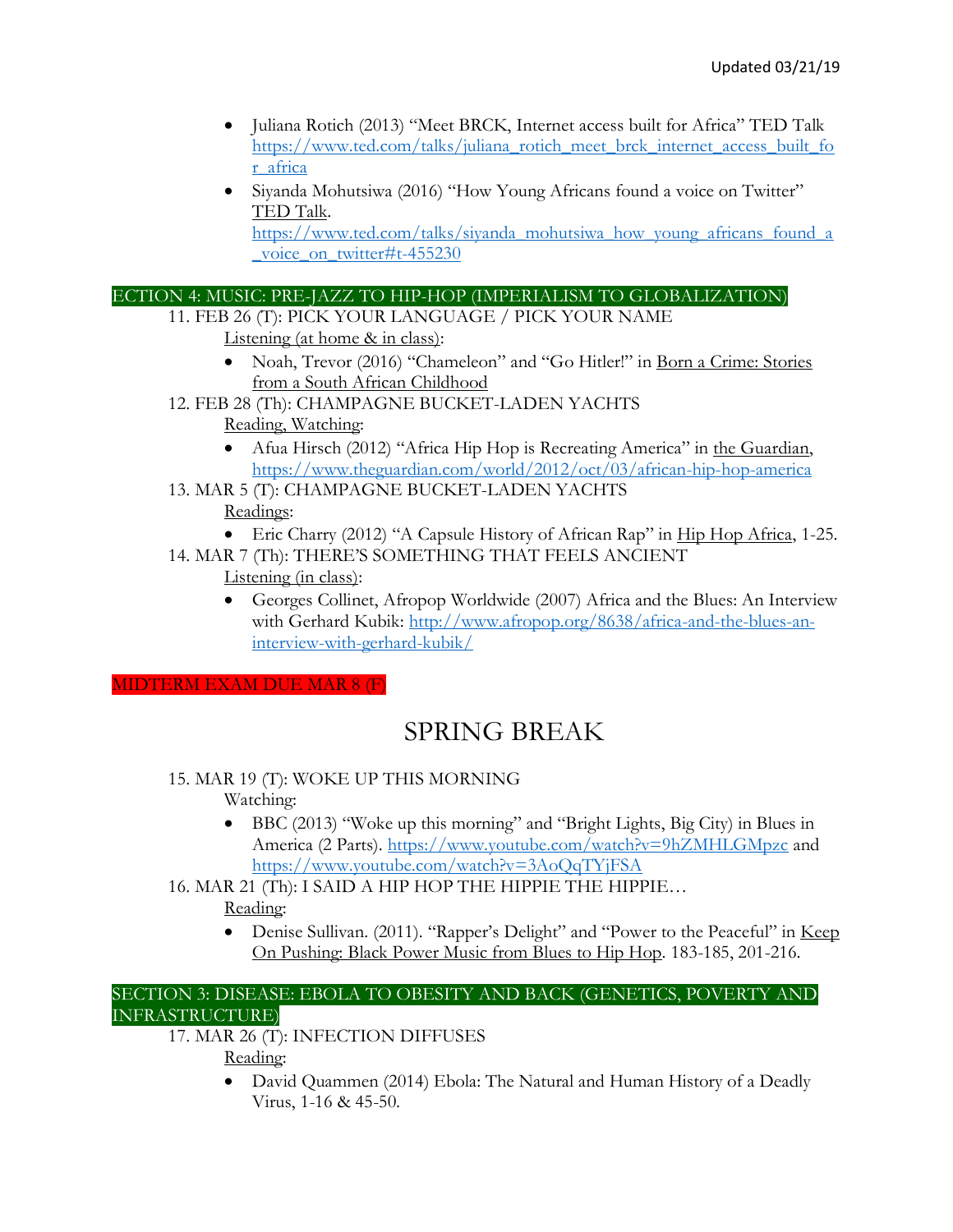- Juliana Rotich (2013) "Meet BRCK, Internet access built for Africa" TED Talk https://www.ted.com/talks/juliana_rotich_meet_brck_internet_access_built_for_africa
- Siyanda Mohutsiwa (2016) "How Young Africans found a voice on Twitter" TED Talk. https://www.ted.com/talks/siyanda_mohutsiwa_how_young_africans_found_a_voice_on_twitter#t-455230

## ECTION 4: MUSIC: PRE-JAZZ TO HIP-HOP (IMPERIALISM TO GLOBALIZATION)

11. FEB 26 (T): PICK YOUR LANGUAGE / PICK YOUR NAME

    Listening (at home & in class):

    - Noah, Trevor (2016) "Chameleon" and "Go Hitler!" in Born a Crime: Stories from a South African Childhood

12. FEB 28 (Th): CHAMPAGNE BUCKET-LADEN YACHTS

    Reading, Watching:

    - Afua Hirsch (2012) "Africa Hip Hop is Recreating America" in the Guardian, https://www.theguardian.com/world/2012/oct/03/african-hip-hop-america

13. MAR 5 (T): CHAMPAGNE BUCKET-LADEN YACHTS

    Readings:

    - Eric Charry (2012) "A Capsule History of African Rap" in Hip Hop Africa, 1-25.

14. MAR 7 (Th): THERE'S SOMETHING THAT FEELS ANCIENT

    Listening (in class):

    - Georges Collinet, Afropop Worldwide (2007) Africa and the Blues: An Interview with Gerhard Kubik: http://www.afropop.org/8638/africa-and-the-blues-an-interview-with-gerhard-kubik/

**MIDTERM EXAM DUE MAR 8 (F)**

# SPRING BREAK

15. MAR 19 (T): WOKE UP THIS MORNING

    Watching:

    - BBC (2013) "Woke up this morning" and "Bright Lights, Big City) in Blues in America (2 Parts). https://www.youtube.com/watch?v=9hZMHLGMpzc and https://www.youtube.com/watch?v=3AoQqTYjFSA

16. MAR 21 (Th): I SAID A HIP HOP THE HIPPIE THE HIPPIE…

    Reading:

    - Denise Sullivan. (2011). "Rapper's Delight" and "Power to the Peaceful" in Keep On Pushing: Black Power Music from Blues to Hip Hop. 183-185, 201-216.

## SECTION 3: DISEASE: EBOLA TO OBESITY AND BACK (GENETICS, POVERTY AND INFRASTRUCTURE)

17. MAR 26 (T): INFECTION DIFFUSES

    Reading:

    - David Quammen (2014) Ebola: The Natural and Human History of a Deadly Virus, 1-16 & 45-50.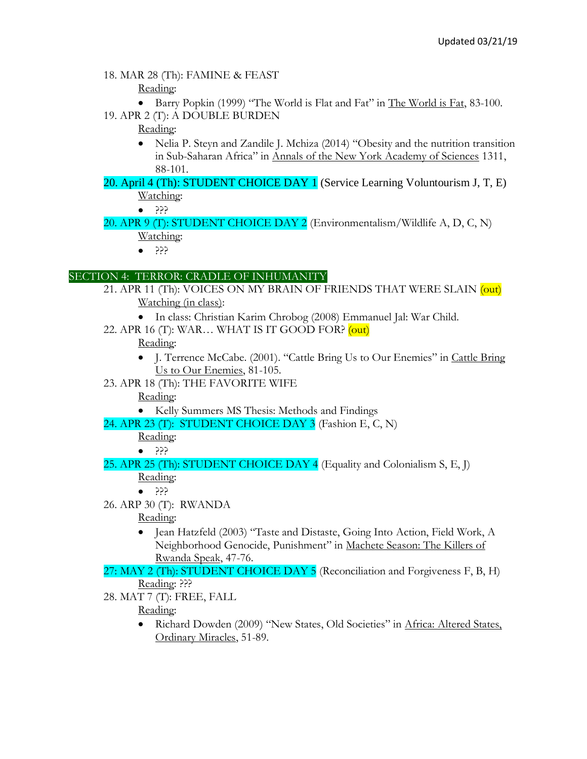18. MAR 28 (Th): FAMINE & FEAST

Reading:

- Barry Popkin (1999) "The World is Flat and Fat" in The World is Fat, 83-100.

19. APR 2 (T): A DOUBLE BURDEN

Reading:

- Nelia P. Steyn and Zandile J. Mchiza (2014) "Obesity and the nutrition transition in Sub-Saharan Africa" in Annals of the New York Academy of Sciences 1311, 88-101.

20. April 4 (Th): STUDENT CHOICE DAY 1 (Service Learning Voluntourism J, T, E)

Watching:

- ???

20. APR 9 (T): STUDENT CHOICE DAY 2 (Environmentalism/Wildlife A, D, C, N)

Watching:

- ???

## SECTION 4: TERROR: CRADLE OF INHUMANITY

21. APR 11 (Th): VOICES ON MY BRAIN OF FRIENDS THAT WERE SLAIN (out)

Watching (in class):

- In class: Christian Karim Chrobog (2008) Emmanuel Jal: War Child.

22. APR 16 (T): WAR… WHAT IS IT GOOD FOR? (out)

Reading:

- J. Terrence McCabe. (2001). "Cattle Bring Us to Our Enemies" in Cattle Bring Us to Our Enemies, 81-105.

23. APR 18 (Th): THE FAVORITE WIFE

Reading:

- Kelly Summers MS Thesis: Methods and Findings

24. APR 23 (T): STUDENT CHOICE DAY 3 (Fashion E, C, N)

Reading:

- ???

25. APR 25 (Th): STUDENT CHOICE DAY 4 (Equality and Colonialism S, E, J)

Reading:

- ???

26. ARP 30 (T): RWANDA

Reading:

- Jean Hatzfeld (2003) "Taste and Distaste, Going Into Action, Field Work, A Neighborhood Genocide, Punishment" in Machete Season: The Killers of Rwanda Speak, 47-76.

27: MAY 2 (Th): STUDENT CHOICE DAY 5 (Reconciliation and Forgiveness F, B, H)

Reading: ???

28. MAT 7 (T): FREE, FALL

Reading:

- Richard Dowden (2009) "New States, Old Societies" in Africa: Altered States, Ordinary Miracles, 51-89.